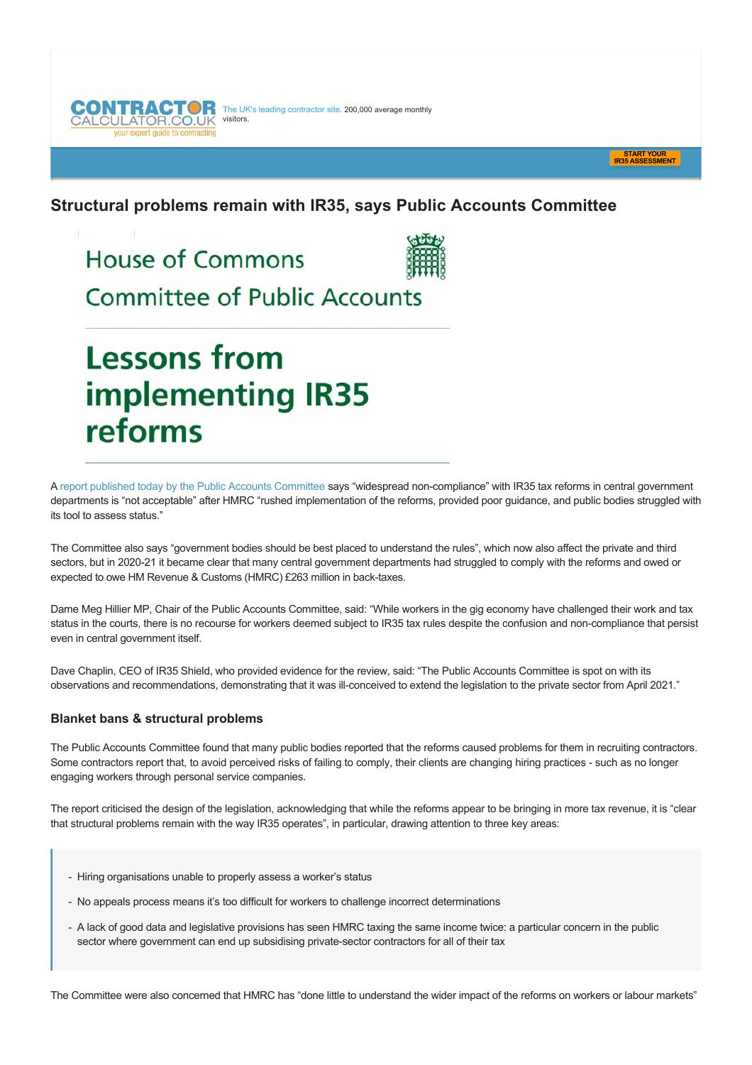CONTRACTOR CALCULATOR.CO.UK your expert guide to contracting

The UK's leading contractor site. 200,000 average monthly visitors.

START YOUR IR35 ASSESSMENT

# Structural problems remain with IR35, says Public Accounts Committee

House of Commons
Committee of Public Accounts

**Lessons from implementing IR35 reforms**

A report published today by the Public Accounts Committee says "widespread non-compliance" with IR35 tax reforms in central government departments is "not acceptable" after HMRC "rushed implementation of the reforms, provided poor guidance, and public bodies struggled with its tool to assess status."

The Committee also says "government bodies should be best placed to understand the rules", which now also affect the private and third sectors, but in 2020-21 it became clear that many central government departments had struggled to comply with the reforms and owed or expected to owe HM Revenue & Customs (HMRC) £263 million in back-taxes.

Dame Meg Hillier MP, Chair of the Public Accounts Committee, said: "While workers in the gig economy have challenged their work and tax status in the courts, there is no recourse for workers deemed subject to IR35 tax rules despite the confusion and non-compliance that persist even in central government itself.

Dave Chaplin, CEO of IR35 Shield, who provided evidence for the review, said: "The Public Accounts Committee is spot on with its observations and recommendations, demonstrating that it was ill-conceived to extend the legislation to the private sector from April 2021."

### Blanket bans & structural problems

The Public Accounts Committee found that many public bodies reported that the reforms caused problems for them in recruiting contractors. Some contractors report that, to avoid perceived risks of failing to comply, their clients are changing hiring practices - such as no longer engaging workers through personal service companies.

The report criticised the design of the legislation, acknowledging that while the reforms appear to be bringing in more tax revenue, it is "clear that structural problems remain with the way IR35 operates", in particular, drawing attention to three key areas:

> - Hiring organisations unable to properly assess a worker's status
> - No appeals process means it's too difficult for workers to challenge incorrect determinations
> - A lack of good data and legislative provisions has seen HMRC taxing the same income twice: a particular concern in the public sector where government can end up subsidising private-sector contractors for all of their tax

The Committee were also concerned that HMRC has "done little to understand the wider impact of the reforms on workers or labour markets"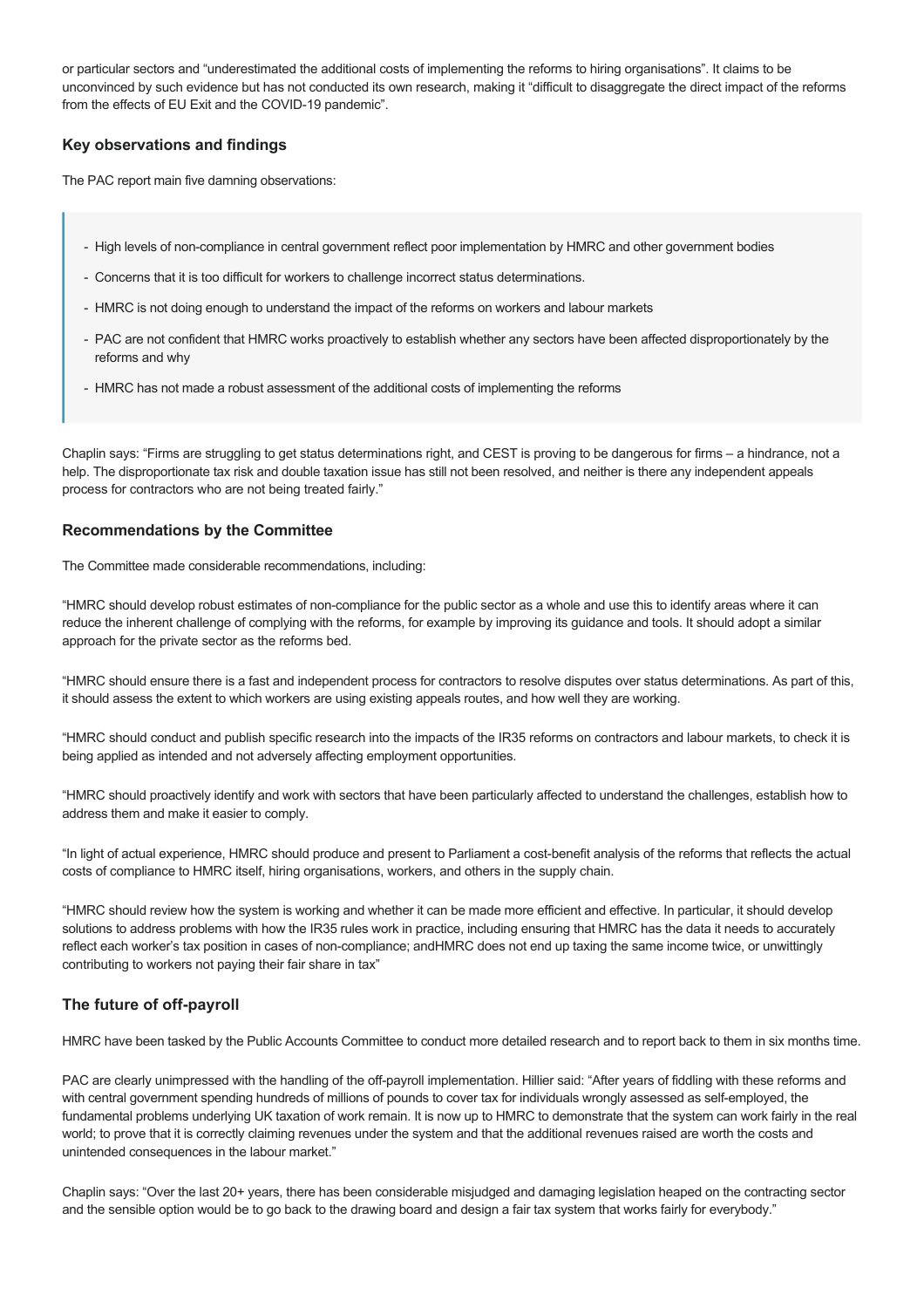or particular sectors and "underestimated the additional costs of implementing the reforms to hiring organisations". It claims to be unconvinced by such evidence but has not conducted its own research, making it "difficult to disaggregate the direct impact of the reforms from the effects of EU Exit and the COVID-19 pandemic".

### Key observations and findings

The PAC report main five damning observations:

> - High levels of non-compliance in central government reflect poor implementation by HMRC and other government bodies
> - Concerns that it is too difficult for workers to challenge incorrect status determinations.
> - HMRC is not doing enough to understand the impact of the reforms on workers and labour markets
> - PAC are not confident that HMRC works proactively to establish whether any sectors have been affected disproportionately by the reforms and why
> - HMRC has not made a robust assessment of the additional costs of implementing the reforms

Chaplin says: "Firms are struggling to get status determinations right, and CEST is proving to be dangerous for firms – a hindrance, not a help. The disproportionate tax risk and double taxation issue has still not been resolved, and neither is there any independent appeals process for contractors who are not being treated fairly."

### Recommendations by the Committee

The Committee made considerable recommendations, including:

"HMRC should develop robust estimates of non-compliance for the public sector as a whole and use this to identify areas where it can reduce the inherent challenge of complying with the reforms, for example by improving its guidance and tools. It should adopt a similar approach for the private sector as the reforms bed.

"HMRC should ensure there is a fast and independent process for contractors to resolve disputes over status determinations. As part of this, it should assess the extent to which workers are using existing appeals routes, and how well they are working.

"HMRC should conduct and publish specific research into the impacts of the IR35 reforms on contractors and labour markets, to check it is being applied as intended and not adversely affecting employment opportunities.

"HMRC should proactively identify and work with sectors that have been particularly affected to understand the challenges, establish how to address them and make it easier to comply.

"In light of actual experience, HMRC should produce and present to Parliament a cost-benefit analysis of the reforms that reflects the actual costs of compliance to HMRC itself, hiring organisations, workers, and others in the supply chain.

"HMRC should review how the system is working and whether it can be made more efficient and effective. In particular, it should develop solutions to address problems with how the IR35 rules work in practice, including ensuring that HMRC has the data it needs to accurately reflect each worker's tax position in cases of non-compliance; andHMRC does not end up taxing the same income twice, or unwittingly contributing to workers not paying their fair share in tax"

### The future of off-payroll

HMRC have been tasked by the Public Accounts Committee to conduct more detailed research and to report back to them in six months time.

PAC are clearly unimpressed with the handling of the off-payroll implementation. Hillier said: "After years of fiddling with these reforms and with central government spending hundreds of millions of pounds to cover tax for individuals wrongly assessed as self-employed, the fundamental problems underlying UK taxation of work remain. It is now up to HMRC to demonstrate that the system can work fairly in the real world; to prove that it is correctly claiming revenues under the system and that the additional revenues raised are worth the costs and unintended consequences in the labour market."

Chaplin says: "Over the last 20+ years, there has been considerable misjudged and damaging legislation heaped on the contracting sector and the sensible option would be to go back to the drawing board and design a fair tax system that works fairly for everybody."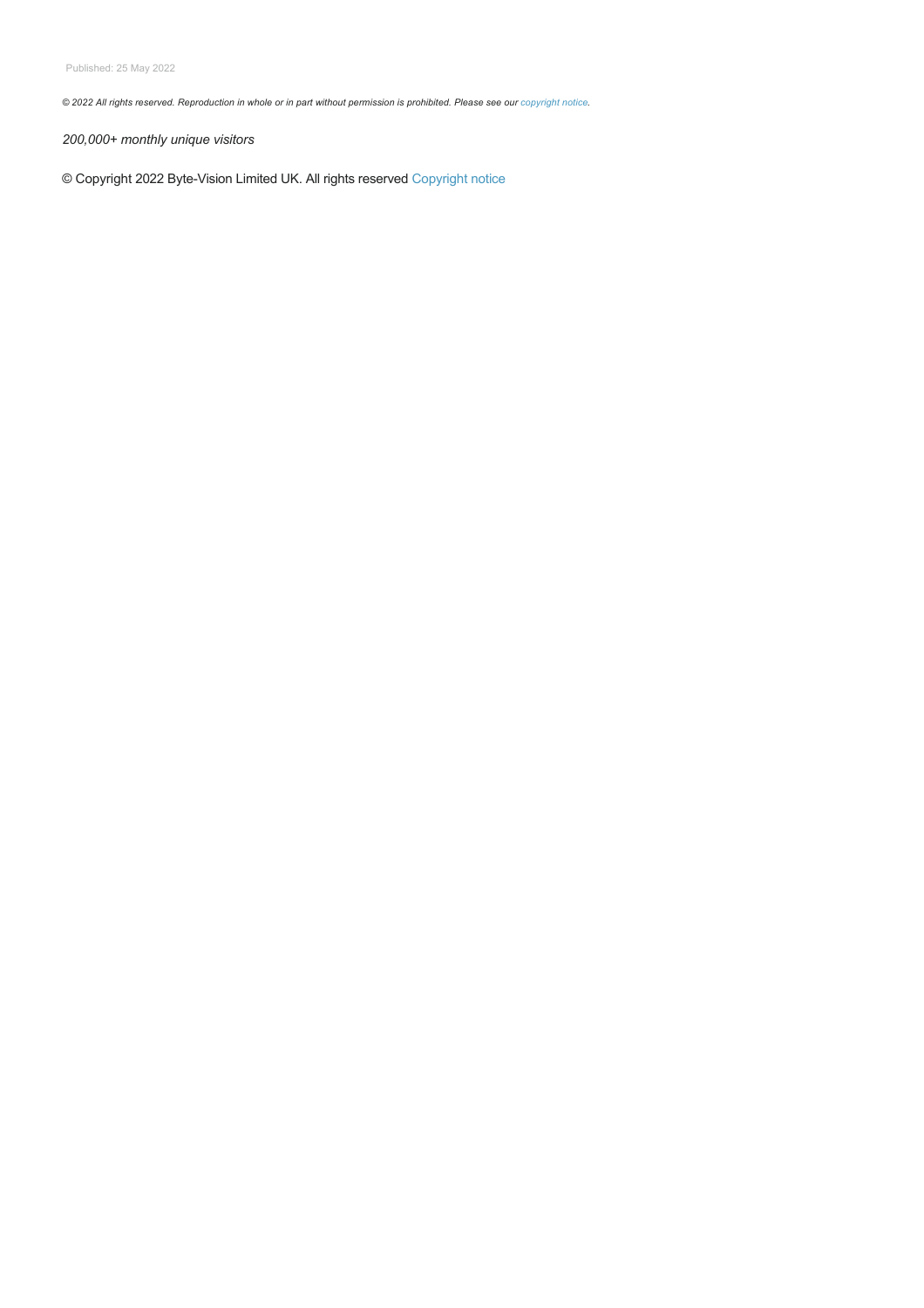Published: 25 May 2022

*© 2022 All rights reserved. Reproduction in whole or in part without permission is prohibited. Please see our copyright notice.*

*200,000+ monthly unique visitors*

© Copyright 2022 Byte-Vision Limited UK. All rights reserved Copyright notice